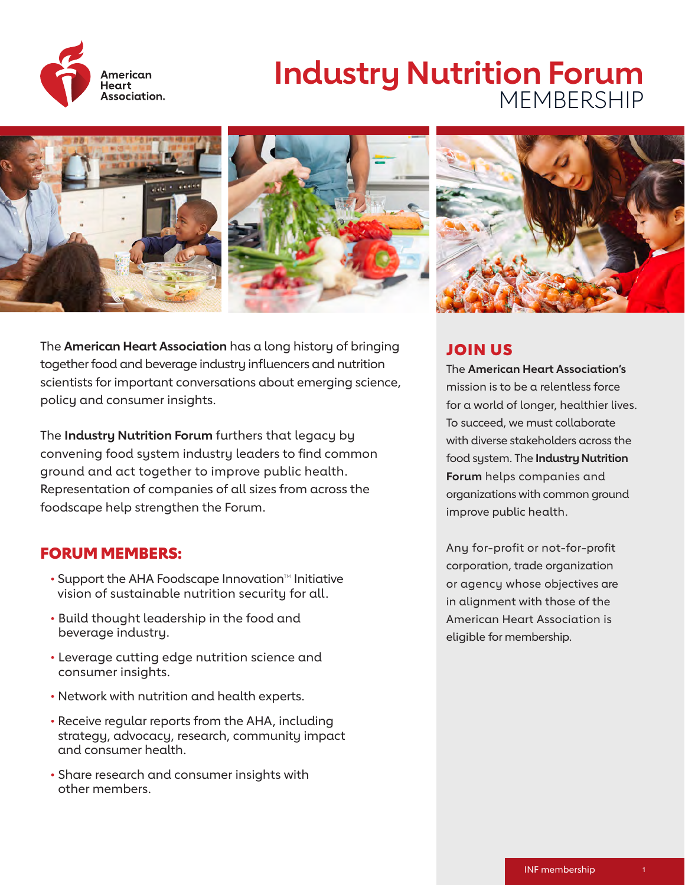# Industry Nutrition Forum

## MEMBERSHIP

The **American Heart Association** has a long history of bringing together food and beverage industry influencers and nutrition scientists for important conversations about emerging science, policy and consumer insights.

The **Industry Nutrition Forum** furthers that legacy by convening food system industry leaders to find common ground and act together to improve public health. Representation of companies of all sizes from across the foodscape help strengthen the Forum.

## FORUM MEMBERS:

- Support the AHA Foodscape Innovation™ Initiative vision of sustainable nutrition security for all.
- Build thought leadership in the food and beverage industry.
- Leverage cutting edge nutrition science and consumer insights.
- Network with nutrition and health experts.
- Receive regular reports from the AHA, including strategy, advocacy, research, community impact and consumer health.
- Share research and consumer insights with other members.

## JOIN US

The **American Heart Association's** mission is to be a relentless force for a world of longer, healthier lives. To succeed, we must collaborate with diverse stakeholders across the food system. The **Industry Nutrition Forum** helps companies and organizations with common ground improve public health.

Any for-profit or not-for-profit corporation, trade organization or agency whose objectives are in alignment with those of the American Heart Association is eligible for membership.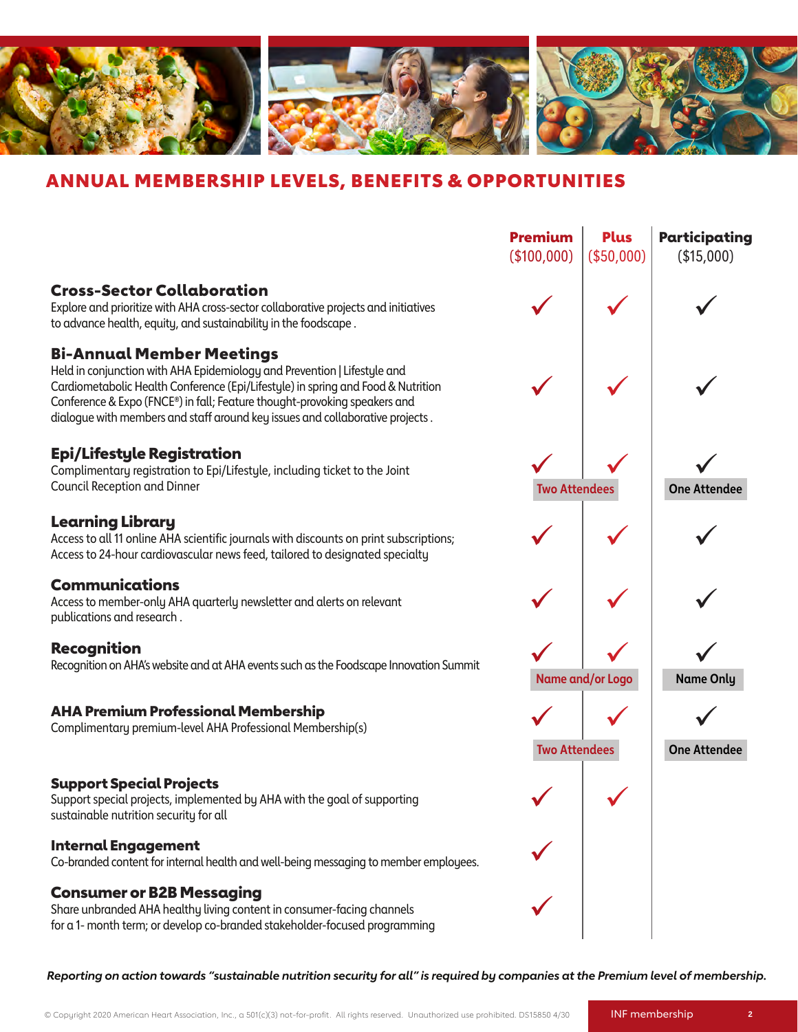## ANNUAL MEMBERSHIP LEVELS, BENEFITS & OPPORTUNITIES

| | Premium ($100,000) | Plus ($50,000) | Participating ($15,000) |
|---|---|---|---|
| **Cross-Sector Collaboration**<br>Explore and prioritize with AHA cross-sector collaborative projects and initiatives to advance health, equity, and sustainability in the foodscape . | ✓ | ✓ | ✓ |
| **Bi-Annual Member Meetings**<br>Held in conjunction with AHA Epidemiology and Prevention \| Lifestyle and Cardiometabolic Health Conference (Epi/Lifestyle) in spring and Food & Nutrition Conference & Expo (FNCE®) in fall; Feature thought-provoking speakers and dialogue with members and staff around key issues and collaborative projects . | ✓ | ✓ | ✓ |
| **Epi/Lifestyle Registration**<br>Complimentary registration to Epi/Lifestyle, including ticket to the Joint Council Reception and Dinner | ✓ Two Attendees | ✓ Two Attendees | ✓ One Attendee |
| **Learning Library**<br>Access to all 11 online AHA scientific journals with discounts on print subscriptions; Access to 24-hour cardiovascular news feed, tailored to designated specialty | ✓ | ✓ | ✓ |
| **Communications**<br>Access to member-only AHA quarterly newsletter and alerts on relevant publications and research . | ✓ | ✓ | ✓ |
| **Recognition**<br>Recognition on AHA's website and at AHA events such as the Foodscape Innovation Summit | ✓ Name and/or Logo | ✓ Name and/or Logo | ✓ Name Only |
| **AHA Premium Professional Membership**<br>Complimentary premium-level AHA Professional Membership(s) | ✓ Two Attendees | ✓ Two Attendees | ✓ One Attendee |
| **Support Special Projects**<br>Support special projects, implemented by AHA with the goal of supporting sustainable nutrition security for all | ✓ | ✓ | |
| **Internal Engagement**<br>Co-branded content for internal health and well-being messaging to member employees. | ✓ | | |
| **Consumer or B2B Messaging**<br>Share unbranded AHA healthy living content in consumer-facing channels for a 1- month term; or develop co-branded stakeholder-focused programming | ✓ | | |

***Reporting on action towards "sustainable nutrition security for all" is required by companies at the Premium level of membership.***

© Copyright 2020 American Heart Association, Inc., a 501(c)(3) not-for-profit. All rights reserved. Unauthorized use prohibited. DS15850 4/30

INF membership